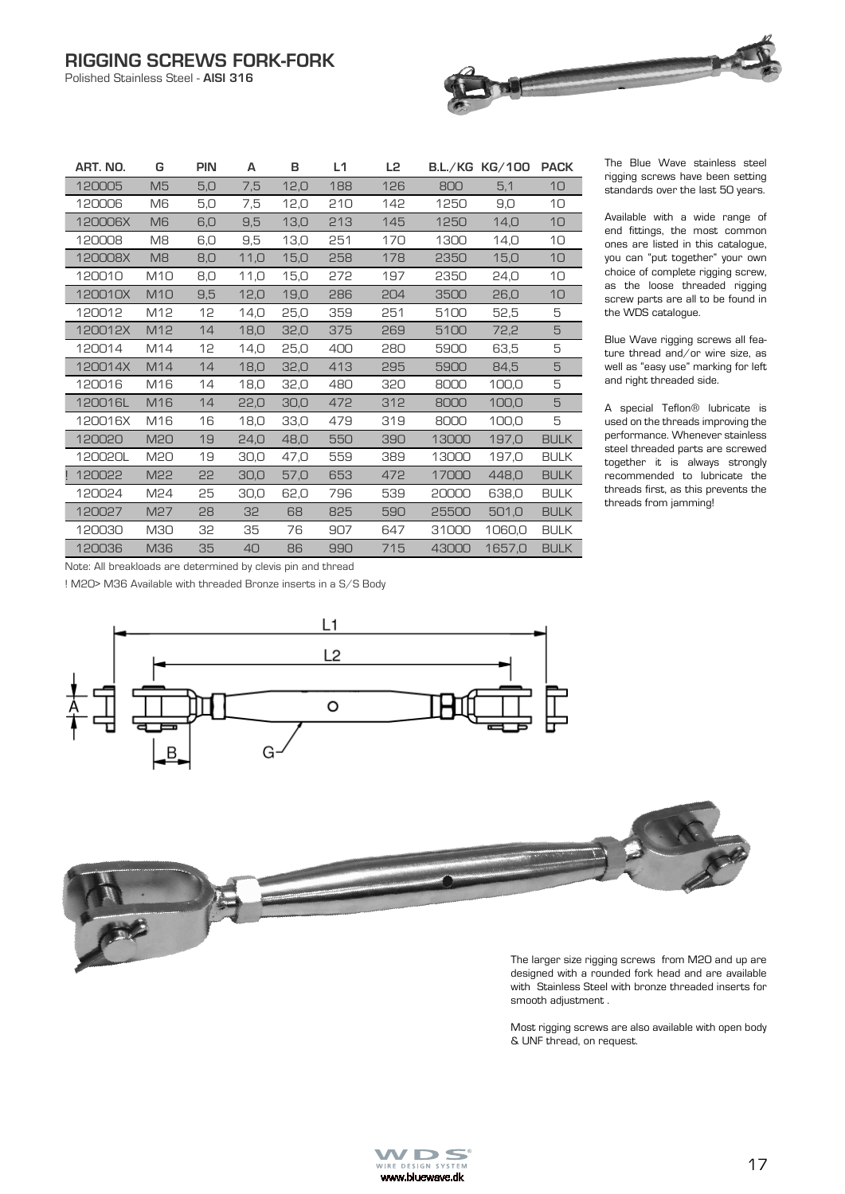# RIGGING SCREWS FORK-FORK

Polished Stainless Steel - **AISI 316**

| ART. NO. | G | PIN | A | B | L1 | L2 | B.L./KG | KG/100 | PACK |
|---|---|---|---|---|---|---|---|---|---|
| 120005 | M5 | 5,0 | 7,5 | 12,0 | 188 | 126 | 800 | 5,1 | 10 |
| 120006 | M6 | 5,0 | 7,5 | 12,0 | 210 | 142 | 1250 | 9,0 | 10 |
| 120006X | M6 | 6,0 | 9,5 | 13,0 | 213 | 145 | 1250 | 14,0 | 10 |
| 120008 | M8 | 6,0 | 9,5 | 13,0 | 251 | 170 | 1300 | 14,0 | 10 |
| 120008X | M8 | 8,0 | 11,0 | 15,0 | 258 | 178 | 2350 | 15,0 | 10 |
| 120010 | M10 | 8,0 | 11,0 | 15,0 | 272 | 197 | 2350 | 24,0 | 10 |
| 120010X | M10 | 9,5 | 12,0 | 19,0 | 286 | 204 | 3500 | 26,0 | 10 |
| 120012 | M12 | 12 | 14,0 | 25,0 | 359 | 251 | 5100 | 52,5 | 5 |
| 120012X | M12 | 14 | 18,0 | 32,0 | 375 | 269 | 5100 | 72,2 | 5 |
| 120014 | M14 | 12 | 14,0 | 25,0 | 400 | 280 | 5900 | 63,5 | 5 |
| 120014X | M14 | 14 | 18,0 | 32,0 | 413 | 295 | 5900 | 84,5 | 5 |
| 120016 | M16 | 14 | 18,0 | 32,0 | 480 | 320 | 8000 | 100,0 | 5 |
| 120016L | M16 | 14 | 22,0 | 30,0 | 472 | 312 | 8000 | 100,0 | 5 |
| 120016X | M16 | 16 | 18,0 | 33,0 | 479 | 319 | 8000 | 100,0 | 5 |
| 120020 | M20 | 19 | 24,0 | 48,0 | 550 | 390 | 13000 | 197,0 | BULK |
| 120020L | M20 | 19 | 30,0 | 47,0 | 559 | 389 | 13000 | 197,0 | BULK |
| ! 120022 | M22 | 22 | 30,0 | 57,0 | 653 | 472 | 17000 | 448,0 | BULK |
| 120024 | M24 | 25 | 30,0 | 62,0 | 796 | 539 | 20000 | 638,0 | BULK |
| 120027 | M27 | 28 | 32 | 68 | 825 | 590 | 25500 | 501,0 | BULK |
| 120030 | M30 | 32 | 35 | 76 | 907 | 647 | 31000 | 1060,0 | BULK |
| 120036 | M36 | 35 | 40 | 86 | 990 | 715 | 43000 | 1657,0 | BULK |

Note: All breakloads are determined by clevis pin and thread

! M20> M36 Available with threaded Bronze inserts in a S/S Body

The Blue Wave stainless steel rigging screws have been setting standards over the last 50 years.

Available with a wide range of end fittings, the most common ones are listed in this catalogue, you can "put together" your own choice of complete rigging screw, as the loose threaded rigging screw parts are all to be found in the WDS catalogue.

Blue Wave rigging screws all feature thread and/or wire size, as well as "easy use" marking for left and right threaded side.

A special Teflon® lubricate is used on the threads improving the performance. Whenever stainless steel threaded parts are screwed together it is always strongly recommended to lubricate the threads first, as this prevents the threads from jamming!

The larger size rigging screws from M20 and up are designed with a rounded fork head and are available with Stainless Steel with bronze threaded inserts for smooth adjustment .

Most rigging screws are also available with open body & UNF thread, on request.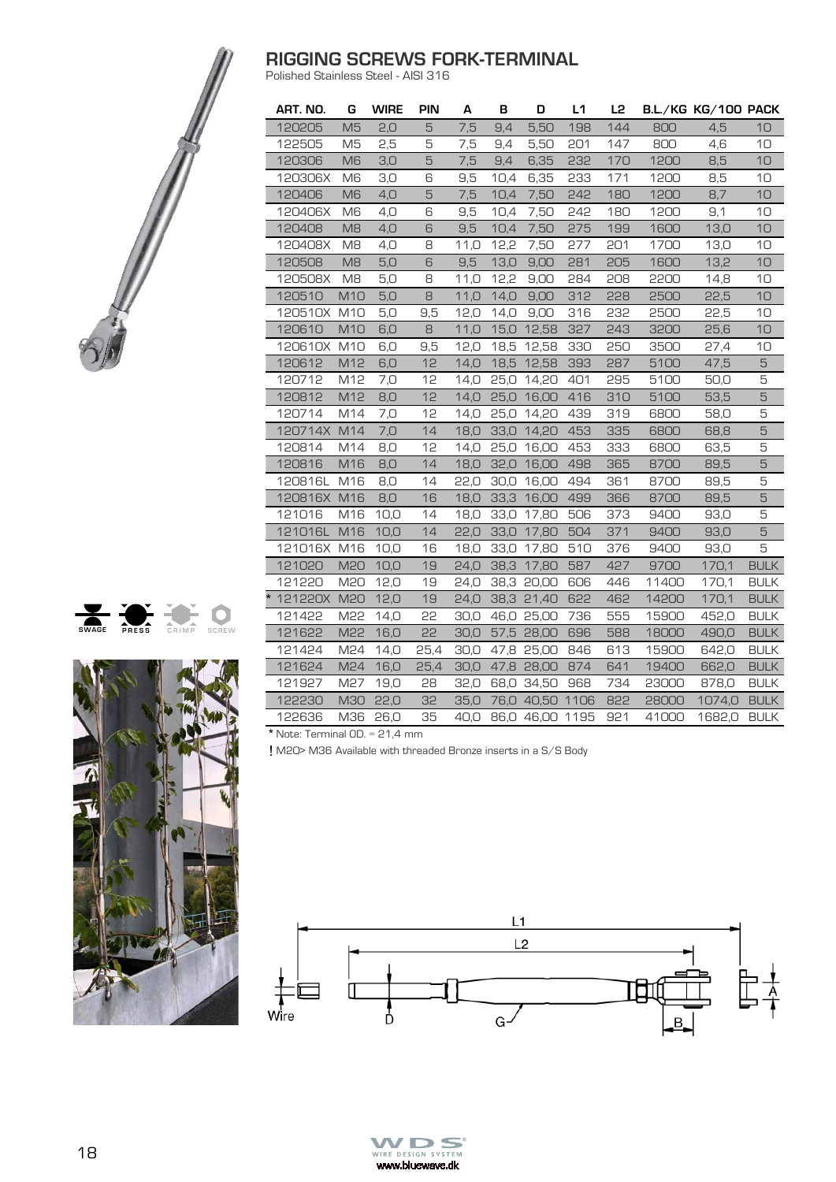# RIGGING SCREWS FORK-TERMINAL

Polished Stainless Steel - AISI 316

| ART. NO. | G | WIRE | PIN | A | B | D | L1 | L2 | B.L./KG | KG/100 | PACK |
|---|---|---|---|---|---|---|---|---|---|---|---|
| 120205 | M5 | 2,0 | 5 | 7,5 | 9,4 | 5,50 | 198 | 144 | 800 | 4,5 | 10 |
| 122505 | M5 | 2,5 | 5 | 7,5 | 9,4 | 5,50 | 201 | 147 | 800 | 4,6 | 10 |
| 120306 | M6 | 3,0 | 5 | 7,5 | 9,4 | 6,35 | 232 | 170 | 1200 | 8,5 | 10 |
| 120306X | M6 | 3,0 | 6 | 9,5 | 10,4 | 6,35 | 233 | 171 | 1200 | 8,5 | 10 |
| 120406 | M6 | 4,0 | 5 | 7,5 | 10,4 | 7,50 | 242 | 180 | 1200 | 8,7 | 10 |
| 120406X | M6 | 4,0 | 6 | 9,5 | 10,4 | 7,50 | 242 | 180 | 1200 | 9,1 | 10 |
| 120408 | M8 | 4,0 | 6 | 9,5 | 10,4 | 7,50 | 275 | 199 | 1600 | 13,0 | 10 |
| 120408X | M8 | 4,0 | 8 | 11,0 | 12,2 | 7,50 | 277 | 201 | 1700 | 13,0 | 10 |
| 120508 | M8 | 5,0 | 6 | 9,5 | 13,0 | 9,00 | 281 | 205 | 1600 | 13,2 | 10 |
| 120508X | M8 | 5,0 | 8 | 11,0 | 12,2 | 9,00 | 284 | 208 | 2200 | 14,8 | 10 |
| 120510 | M10 | 5,0 | 8 | 11,0 | 14,0 | 9,00 | 312 | 228 | 2500 | 22,5 | 10 |
| 120510X | M10 | 5,0 | 9,5 | 12,0 | 14,0 | 9,00 | 316 | 232 | 2500 | 22,5 | 10 |
| 120610 | M10 | 6,0 | 8 | 11,0 | 15,0 | 12,58 | 327 | 243 | 3200 | 25,6 | 10 |
| 120610X | M10 | 6,0 | 9,5 | 12,0 | 18,5 | 12,58 | 330 | 250 | 3500 | 27,4 | 10 |
| 120612 | M12 | 6,0 | 12 | 14,0 | 18,5 | 12,58 | 393 | 287 | 5100 | 47,5 | 5 |
| 120712 | M12 | 7,0 | 12 | 14,0 | 25,0 | 14,20 | 401 | 295 | 5100 | 50,0 | 5 |
| 120812 | M12 | 8,0 | 12 | 14,0 | 25,0 | 16,00 | 416 | 310 | 5100 | 53,5 | 5 |
| 120714 | M14 | 7,0 | 12 | 14,0 | 25,0 | 14,20 | 439 | 319 | 6800 | 58,0 | 5 |
| 120714X | M14 | 7,0 | 14 | 18,0 | 33,0 | 14,20 | 453 | 335 | 6800 | 68,8 | 5 |
| 120814 | M14 | 8,0 | 12 | 14,0 | 25,0 | 16,00 | 453 | 333 | 6800 | 63,5 | 5 |
| 120816 | M16 | 8,0 | 14 | 18,0 | 32,0 | 16,00 | 498 | 365 | 8700 | 89,5 | 5 |
| 120816L | M16 | 8,0 | 14 | 22,0 | 30,0 | 16,00 | 494 | 361 | 8700 | 89,5 | 5 |
| 120816X | M16 | 8,0 | 16 | 18,0 | 33,3 | 16,00 | 499 | 366 | 8700 | 89,5 | 5 |
| 121016 | M16 | 10,0 | 14 | 18,0 | 33,0 | 17,80 | 506 | 373 | 9400 | 93,0 | 5 |
| 121016L | M16 | 10,0 | 14 | 22,0 | 33,0 | 17,80 | 504 | 371 | 9400 | 93,0 | 5 |
| 121016X | M16 | 10,0 | 16 | 18,0 | 33,0 | 17,80 | 510 | 376 | 9400 | 93,0 | 5 |
| 121020 | M20 | 10,0 | 19 | 24,0 | 38,3 | 17,80 | 587 | 427 | 9700 | 170,1 | BULK |
| 121220 | M20 | 12,0 | 19 | 24,0 | 38,3 | 20,00 | 606 | 446 | 11400 | 170,1 | BULK |
| * 121220X | M20 | 12,0 | 19 | 24,0 | 38,3 | 21,40 | 622 | 462 | 14200 | 170,1 | BULK |
| 121422 | M22 | 14,0 | 22 | 30,0 | 46,0 | 25,00 | 736 | 555 | 15900 | 452,0 | BULK |
| 121622 | M22 | 16,0 | 22 | 30,0 | 57,5 | 28,00 | 696 | 588 | 18000 | 490,0 | BULK |
| 121424 | M24 | 14,0 | 25,4 | 30,0 | 47,8 | 25,00 | 846 | 613 | 15900 | 642,0 | BULK |
| 121624 | M24 | 16,0 | 25,4 | 30,0 | 47,8 | 28,00 | 874 | 641 | 19400 | 662,0 | BULK |
| 121927 | M27 | 19,0 | 28 | 32,0 | 68,0 | 34,50 | 968 | 734 | 23000 | 878,0 | BULK |
| 122230 | M30 | 22,0 | 32 | 35,0 | 76,0 | 40,50 | 1106 | 822 | 28000 | 1074,0 | BULK |
| 122636 | M36 | 26,0 | 35 | 40,0 | 86,0 | 46,00 | 1195 | 921 | 41000 | 1682,0 | BULK |

\* Note: Terminal OD. = 21,4 mm

! M20> M36 Available with threaded Bronze inserts in a S/S Body

SWAGE PRESS CRIMP SCREW

L1
L2
Wire
D
G
B
A